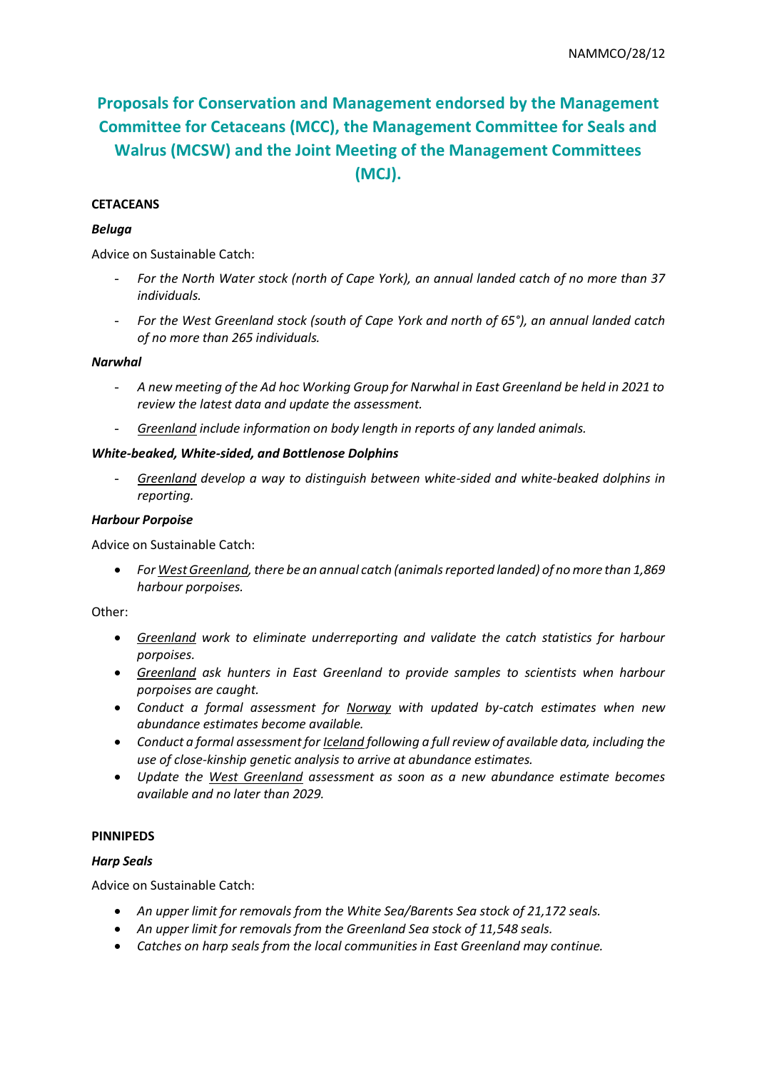NAMMCO/28/12

# Proposals for Conservation and Management endorsed by the Management Committee for Cetaceans (MCC), the Management Committee for Seals and Walrus (MCSW) and the Joint Meeting of the Management Committees (MCJ).

**CETACEANS**

***Beluga***

Advice on Sustainable Catch:

- *For the North Water stock (north of Cape York), an annual landed catch of no more than 37 individuals.*
- *For the West Greenland stock (south of Cape York and north of 65°), an annual landed catch of no more than 265 individuals.*

***Narwhal***

- *A new meeting of the Ad hoc Working Group for Narwhal in East Greenland be held in 2021 to review the latest data and update the assessment.*
- *Greenland include information on body length in reports of any landed animals.*

***White-beaked, White-sided, and Bottlenose Dolphins***

- *Greenland develop a way to distinguish between white-sided and white-beaked dolphins in reporting.*

***Harbour Porpoise***

Advice on Sustainable Catch:

- *For West Greenland, there be an annual catch (animals reported landed) of no more than 1,869 harbour porpoises.*

Other:

- *Greenland work to eliminate underreporting and validate the catch statistics for harbour porpoises.*
- *Greenland ask hunters in East Greenland to provide samples to scientists when harbour porpoises are caught.*
- *Conduct a formal assessment for Norway with updated by-catch estimates when new abundance estimates become available.*
- *Conduct a formal assessment for Iceland following a full review of available data, including the use of close-kinship genetic analysis to arrive at abundance estimates.*
- *Update the West Greenland assessment as soon as a new abundance estimate becomes available and no later than 2029.*

**PINNIPEDS**

***Harp Seals***

Advice on Sustainable Catch:

- *An upper limit for removals from the White Sea/Barents Sea stock of 21,172 seals.*
- *An upper limit for removals from the Greenland Sea stock of 11,548 seals.*
- *Catches on harp seals from the local communities in East Greenland may continue.*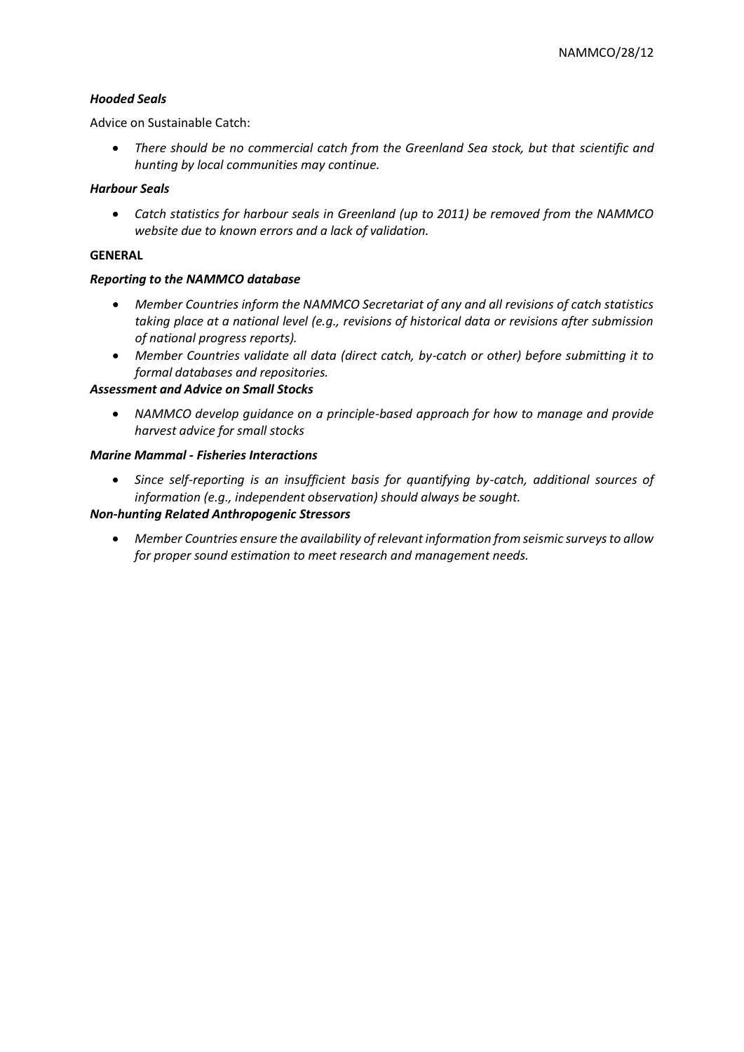### *Hooded Seals*

Advice on Sustainable Catch:

- *There should be no commercial catch from the Greenland Sea stock, but that scientific and hunting by local communities may continue.*

### *Harbour Seals*

- *Catch statistics for harbour seals in Greenland (up to 2011) be removed from the NAMMCO website due to known errors and a lack of validation.*

## GENERAL

### *Reporting to the NAMMCO database*

- *Member Countries inform the NAMMCO Secretariat of any and all revisions of catch statistics taking place at a national level (e.g., revisions of historical data or revisions after submission of national progress reports).*
- *Member Countries validate all data (direct catch, by-catch or other) before submitting it to formal databases and repositories.*

### *Assessment and Advice on Small Stocks*

- *NAMMCO develop guidance on a principle-based approach for how to manage and provide harvest advice for small stocks*

### *Marine Mammal - Fisheries Interactions*

- *Since self-reporting is an insufficient basis for quantifying by-catch, additional sources of information (e.g., independent observation) should always be sought.*

### *Non-hunting Related Anthropogenic Stressors*

- *Member Countries ensure the availability of relevant information from seismic surveys to allow for proper sound estimation to meet research and management needs.*